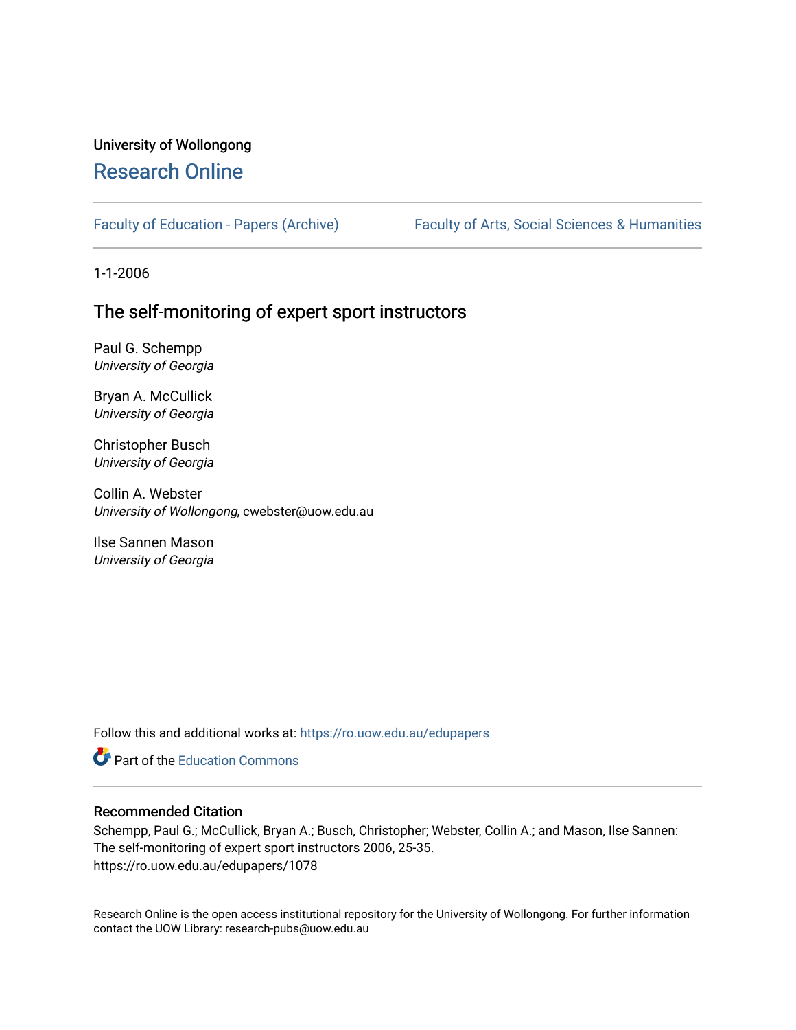University of Wollongong

# Research Online

Faculty of Education - Papers (Archive) | Faculty of Arts, Social Sciences & Humanities

1-1-2006

## The self-monitoring of expert sport instructors

Paul G. Schempp
*University of Georgia*

Bryan A. McCullick
*University of Georgia*

Christopher Busch
*University of Georgia*

Collin A. Webster
*University of Wollongong*, cwebster@uow.edu.au

Ilse Sannen Mason
*University of Georgia*

Follow this and additional works at: https://ro.uow.edu.au/edupapers

Part of the Education Commons

### Recommended Citation

Schempp, Paul G.; McCullick, Bryan A.; Busch, Christopher; Webster, Collin A.; and Mason, Ilse Sannen: The self-monitoring of expert sport instructors 2006, 25-35.
https://ro.uow.edu.au/edupapers/1078

Research Online is the open access institutional repository for the University of Wollongong. For further information contact the UOW Library: research-pubs@uow.edu.au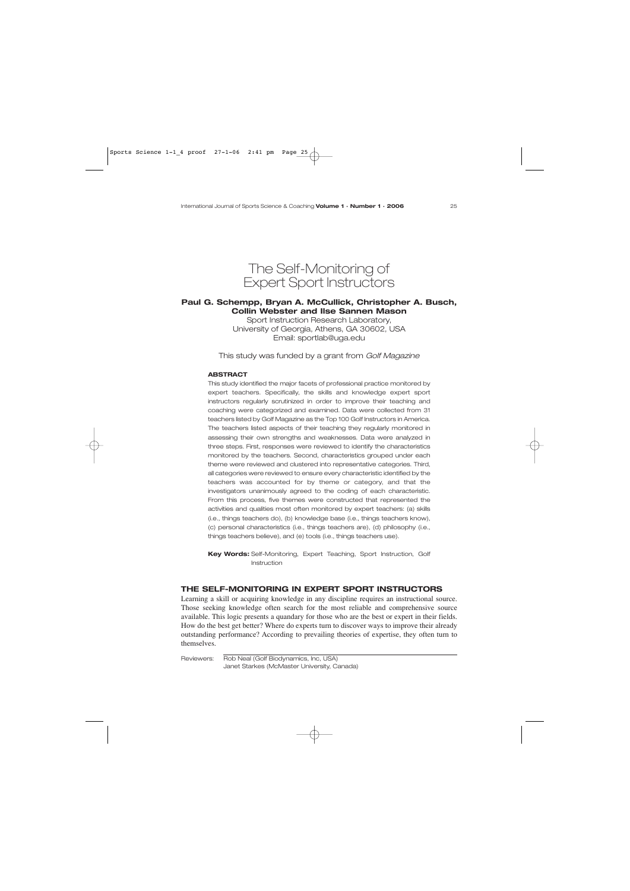# The Self-Monitoring of Expert Sport Instructors

**Paul G. Schempp, Bryan A. McCullick, Christopher A. Busch, Collin Webster and Ilse Sannen Mason**

Sport Instruction Research Laboratory,
University of Georgia, Athens, GA 30602, USA
Email: sportlab@uga.edu

This study was funded by a grant from *Golf Magazine*

#### ABSTRACT

This study identified the major facets of professional practice monitored by expert teachers. Specifically, the skills and knowledge expert sport instructors regularly scrutinized in order to improve their teaching and coaching were categorized and examined. Data were collected from 31 teachers listed by Golf Magazine as the Top 100 Golf Instructors in America. The teachers listed aspects of their teaching they regularly monitored in assessing their own strengths and weaknesses. Data were analyzed in three steps. First, responses were reviewed to identify the characteristics monitored by the teachers. Second, characteristics grouped under each theme were reviewed and clustered into representative categories. Third, all categories were reviewed to ensure every characteristic identified by the teachers was accounted for by theme or category, and that the investigators unanimously agreed to the coding of each characteristic. From this process, five themes were constructed that represented the activities and qualities most often monitored by expert teachers: (a) skills (i.e., things teachers do), (b) knowledge base (i.e., things teachers know), (c) personal characteristics (i.e., things teachers are), (d) philosophy (i.e., things teachers believe), and (e) tools (i.e., things teachers use).

**Key Words:** Self-Monitoring, Expert Teaching, Sport Instruction, Golf Instruction

## THE SELF-MONITORING IN EXPERT SPORT INSTRUCTORS

Learning a skill or acquiring knowledge in any discipline requires an instructional source. Those seeking knowledge often search for the most reliable and comprehensive source available. This logic presents a quandary for those who are the best or expert in their fields. How do the best get better? Where do experts turn to discover ways to improve their already outstanding performance? According to prevailing theories of expertise, they often turn to themselves.

Reviewers: Rob Neal (Golf Biodynamics, Inc, USA)
Janet Starkes (McMaster University, Canada)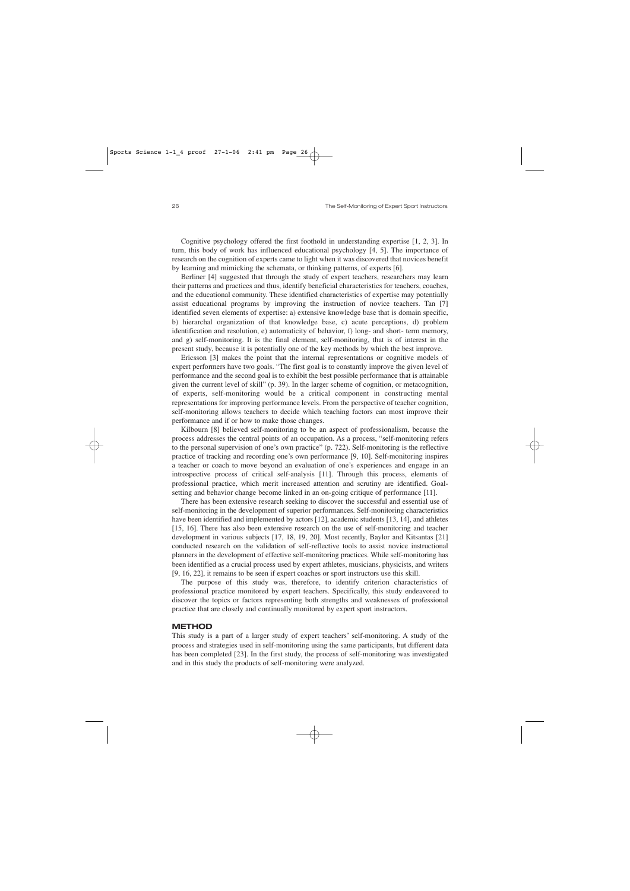Cognitive psychology offered the first foothold in understanding expertise [1, 2, 3]. In turn, this body of work has influenced educational psychology [4, 5]. The importance of research on the cognition of experts came to light when it was discovered that novices benefit by learning and mimicking the schemata, or thinking patterns, of experts [6].

Berliner [4] suggested that through the study of expert teachers, researchers may learn their patterns and practices and thus, identify beneficial characteristics for teachers, coaches, and the educational community. These identified characteristics of expertise may potentially assist educational programs by improving the instruction of novice teachers. Tan [7] identified seven elements of expertise: a) extensive knowledge base that is domain specific, b) hierarchal organization of that knowledge base, c) acute perceptions, d) problem identification and resolution, e) automaticity of behavior, f) long- and short- term memory, and g) self-monitoring. It is the final element, self-monitoring, that is of interest in the present study, because it is potentially one of the key methods by which the best improve.

Ericsson [3] makes the point that the internal representations or cognitive models of expert performers have two goals. "The first goal is to constantly improve the given level of performance and the second goal is to exhibit the best possible performance that is attainable given the current level of skill" (p. 39). In the larger scheme of cognition, or metacognition, of experts, self-monitoring would be a critical component in constructing mental representations for improving performance levels. From the perspective of teacher cognition, self-monitoring allows teachers to decide which teaching factors can most improve their performance and if or how to make those changes.

Kilbourn [8] believed self-monitoring to be an aspect of professionalism, because the process addresses the central points of an occupation. As a process, "self-monitoring refers to the personal supervision of one's own practice" (p. 722). Self-monitoring is the reflective practice of tracking and recording one's own performance [9, 10]. Self-monitoring inspires a teacher or coach to move beyond an evaluation of one's experiences and engage in an introspective process of critical self-analysis [11]. Through this process, elements of professional practice, which merit increased attention and scrutiny are identified. Goal-setting and behavior change become linked in an on-going critique of performance [11].

There has been extensive research seeking to discover the successful and essential use of self-monitoring in the development of superior performances. Self-monitoring characteristics have been identified and implemented by actors [12], academic students [13, 14], and athletes [15, 16]. There has also been extensive research on the use of self-monitoring and teacher development in various subjects [17, 18, 19, 20]. Most recently, Baylor and Kitsantas [21] conducted research on the validation of self-reflective tools to assist novice instructional planners in the development of effective self-monitoring practices. While self-monitoring has been identified as a crucial process used by expert athletes, musicians, physicists, and writers [9, 16, 22], it remains to be seen if expert coaches or sport instructors use this skill.

The purpose of this study was, therefore, to identify criterion characteristics of professional practice monitored by expert teachers. Specifically, this study endeavored to discover the topics or factors representing both strengths and weaknesses of professional practice that are closely and continually monitored by expert sport instructors.

## METHOD

This study is a part of a larger study of expert teachers' self-monitoring. A study of the process and strategies used in self-monitoring using the same participants, but different data has been completed [23]. In the first study, the process of self-monitoring was investigated and in this study the products of self-monitoring were analyzed.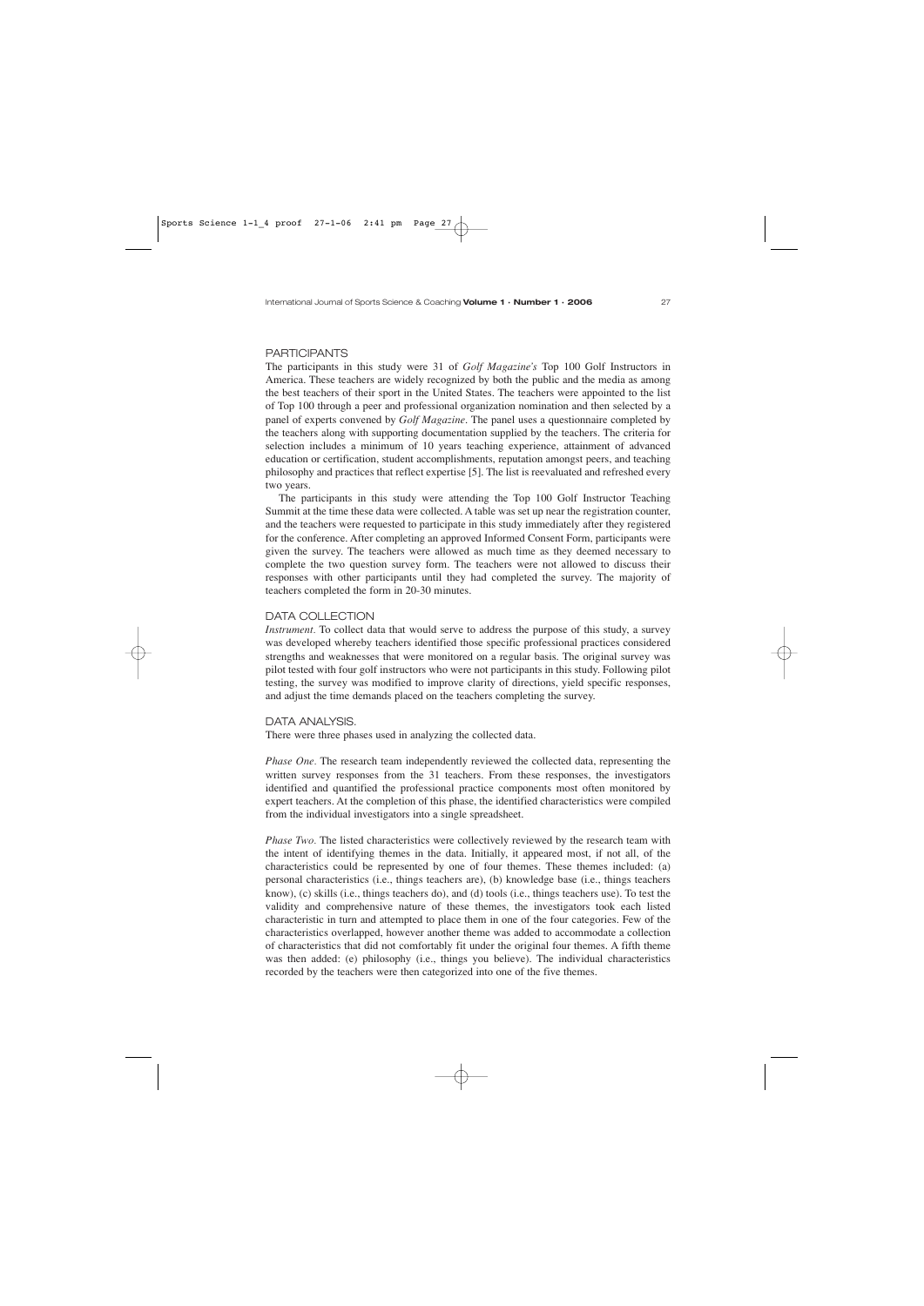## PARTICIPANTS

The participants in this study were 31 of *Golf Magazine's* Top 100 Golf Instructors in America. These teachers are widely recognized by both the public and the media as among the best teachers of their sport in the United States. The teachers were appointed to the list of Top 100 through a peer and professional organization nomination and then selected by a panel of experts convened by *Golf Magazine*. The panel uses a questionnaire completed by the teachers along with supporting documentation supplied by the teachers. The criteria for selection includes a minimum of 10 years teaching experience, attainment of advanced education or certification, student accomplishments, reputation amongst peers, and teaching philosophy and practices that reflect expertise [5]. The list is reevaluated and refreshed every two years.

The participants in this study were attending the Top 100 Golf Instructor Teaching Summit at the time these data were collected. A table was set up near the registration counter, and the teachers were requested to participate in this study immediately after they registered for the conference. After completing an approved Informed Consent Form, participants were given the survey. The teachers were allowed as much time as they deemed necessary to complete the two question survey form. The teachers were not allowed to discuss their responses with other participants until they had completed the survey. The majority of teachers completed the form in 20-30 minutes.

## DATA COLLECTION

*Instrument*. To collect data that would serve to address the purpose of this study, a survey was developed whereby teachers identified those specific professional practices considered strengths and weaknesses that were monitored on a regular basis. The original survey was pilot tested with four golf instructors who were not participants in this study. Following pilot testing, the survey was modified to improve clarity of directions, yield specific responses, and adjust the time demands placed on the teachers completing the survey.

## DATA ANALYSIS.

There were three phases used in analyzing the collected data.

*Phase One*. The research team independently reviewed the collected data, representing the written survey responses from the 31 teachers. From these responses, the investigators identified and quantified the professional practice components most often monitored by expert teachers. At the completion of this phase, the identified characteristics were compiled from the individual investigators into a single spreadsheet.

*Phase Two*. The listed characteristics were collectively reviewed by the research team with the intent of identifying themes in the data. Initially, it appeared most, if not all, of the characteristics could be represented by one of four themes. These themes included: (a) personal characteristics (i.e., things teachers are), (b) knowledge base (i.e., things teachers know), (c) skills (i.e., things teachers do), and (d) tools (i.e., things teachers use). To test the validity and comprehensive nature of these themes, the investigators took each listed characteristic in turn and attempted to place them in one of the four categories. Few of the characteristics overlapped, however another theme was added to accommodate a collection of characteristics that did not comfortably fit under the original four themes. A fifth theme was then added: (e) philosophy (i.e., things you believe). The individual characteristics recorded by the teachers were then categorized into one of the five themes.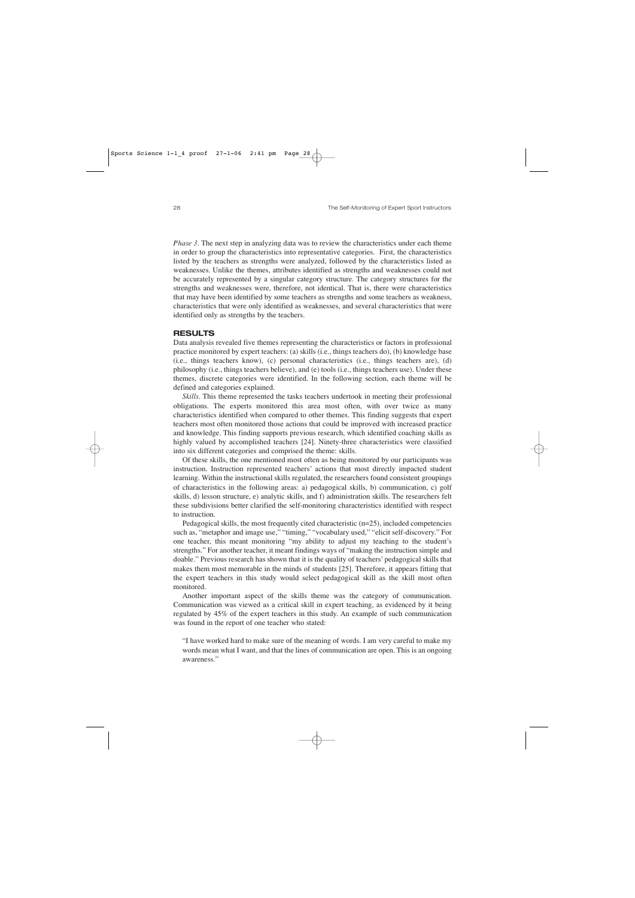*Phase 3*. The next step in analyzing data was to review the characteristics under each theme in order to group the characteristics into representative categories. First, the characteristics listed by the teachers as strengths were analyzed, followed by the characteristics listed as weaknesses. Unlike the themes, attributes identified as strengths and weaknesses could not be accurately represented by a singular category structure. The category structures for the strengths and weaknesses were, therefore, not identical. That is, there were characteristics that may have been identified by some teachers as strengths and some teachers as weakness, characteristics that were only identified as weaknesses, and several characteristics that were identified only as strengths by the teachers.

## RESULTS

Data analysis revealed five themes representing the characteristics or factors in professional practice monitored by expert teachers: (a) skills (i.e., things teachers do), (b) knowledge base (i.e., things teachers know), (c) personal characteristics (i.e., things teachers are), (d) philosophy (i.e., things teachers believe), and (e) tools (i.e., things teachers use). Under these themes, discrete categories were identified. In the following section, each theme will be defined and categories explained.

*Skills*. This theme represented the tasks teachers undertook in meeting their professional obligations. The experts monitored this area most often, with over twice as many characteristics identified when compared to other themes. This finding suggests that expert teachers most often monitored those actions that could be improved with increased practice and knowledge. This finding supports previous research, which identified coaching skills as highly valued by accomplished teachers [24]. Ninety-three characteristics were classified into six different categories and comprised the theme: skills.

Of these skills, the one mentioned most often as being monitored by our participants was instruction. Instruction represented teachers' actions that most directly impacted student learning. Within the instructional skills regulated, the researchers found consistent groupings of characteristics in the following areas: a) pedagogical skills, b) communication, c) golf skills, d) lesson structure, e) analytic skills, and f) administration skills. The researchers felt these subdivisions better clarified the self-monitoring characteristics identified with respect to instruction.

Pedagogical skills, the most frequently cited characteristic (n=25), included competencies such as, "metaphor and image use," "timing," "vocabulary used," "elicit self-discovery." For one teacher, this meant monitoring "my ability to adjust my teaching to the student's strengths." For another teacher, it meant findings ways of "making the instruction simple and doable." Previous research has shown that it is the quality of teachers' pedagogical skills that makes them most memorable in the minds of students [25]. Therefore, it appears fitting that the expert teachers in this study would select pedagogical skill as the skill most often monitored.

Another important aspect of the skills theme was the category of communication. Communication was viewed as a critical skill in expert teaching, as evidenced by it being regulated by 45% of the expert teachers in this study. An example of such communication was found in the report of one teacher who stated:

> "I have worked hard to make sure of the meaning of words. I am very careful to make my words mean what I want, and that the lines of communication are open. This is an ongoing awareness."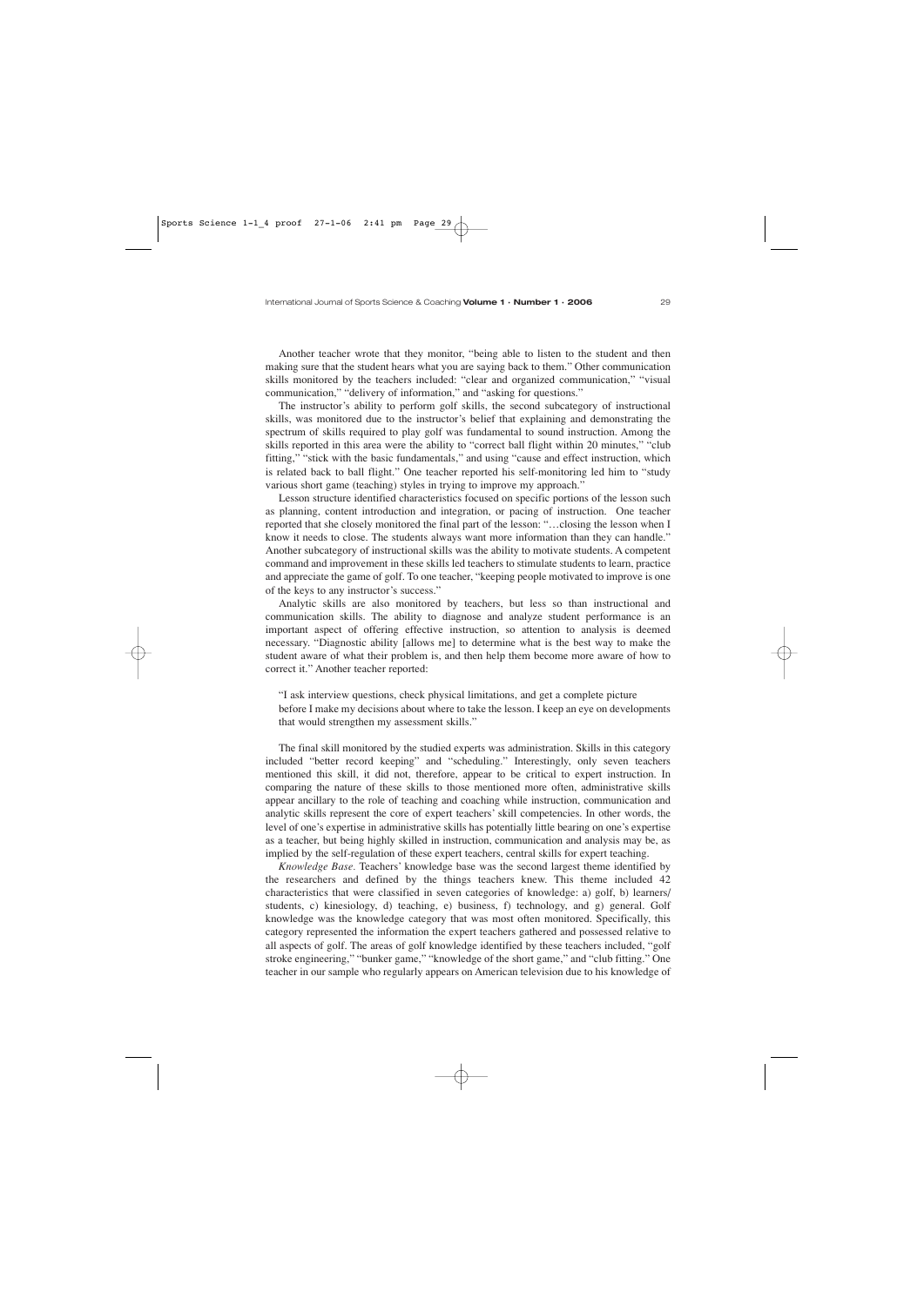Another teacher wrote that they monitor, "being able to listen to the student and then making sure that the student hears what you are saying back to them." Other communication skills monitored by the teachers included: "clear and organized communication," "visual communication," "delivery of information," and "asking for questions."

The instructor's ability to perform golf skills, the second subcategory of instructional skills, was monitored due to the instructor's belief that explaining and demonstrating the spectrum of skills required to play golf was fundamental to sound instruction. Among the skills reported in this area were the ability to "correct ball flight within 20 minutes," "club fitting," "stick with the basic fundamentals," and using "cause and effect instruction, which is related back to ball flight." One teacher reported his self-monitoring led him to "study various short game (teaching) styles in trying to improve my approach."

Lesson structure identified characteristics focused on specific portions of the lesson such as planning, content introduction and integration, or pacing of instruction. One teacher reported that she closely monitored the final part of the lesson: "…closing the lesson when I know it needs to close. The students always want more information than they can handle." Another subcategory of instructional skills was the ability to motivate students. A competent command and improvement in these skills led teachers to stimulate students to learn, practice and appreciate the game of golf. To one teacher, "keeping people motivated to improve is one of the keys to any instructor's success."

Analytic skills are also monitored by teachers, but less so than instructional and communication skills. The ability to diagnose and analyze student performance is an important aspect of offering effective instruction, so attention to analysis is deemed necessary. "Diagnostic ability [allows me] to determine what is the best way to make the student aware of what their problem is, and then help them become more aware of how to correct it." Another teacher reported:

> "I ask interview questions, check physical limitations, and get a complete picture before I make my decisions about where to take the lesson. I keep an eye on developments that would strengthen my assessment skills."

The final skill monitored by the studied experts was administration. Skills in this category included "better record keeping" and "scheduling." Interestingly, only seven teachers mentioned this skill, it did not, therefore, appear to be critical to expert instruction. In comparing the nature of these skills to those mentioned more often, administrative skills appear ancillary to the role of teaching and coaching while instruction, communication and analytic skills represent the core of expert teachers' skill competencies. In other words, the level of one's expertise in administrative skills has potentially little bearing on one's expertise as a teacher, but being highly skilled in instruction, communication and analysis may be, as implied by the self-regulation of these expert teachers, central skills for expert teaching.

*Knowledge Base*. Teachers' knowledge base was the second largest theme identified by the researchers and defined by the things teachers knew. This theme included 42 characteristics that were classified in seven categories of knowledge: a) golf, b) learners/students, c) kinesiology, d) teaching, e) business, f) technology, and g) general. Golf knowledge was the knowledge category that was most often monitored. Specifically, this category represented the information the expert teachers gathered and possessed relative to all aspects of golf. The areas of golf knowledge identified by these teachers included, "golf stroke engineering," "bunker game," "knowledge of the short game," and "club fitting." One teacher in our sample who regularly appears on American television due to his knowledge of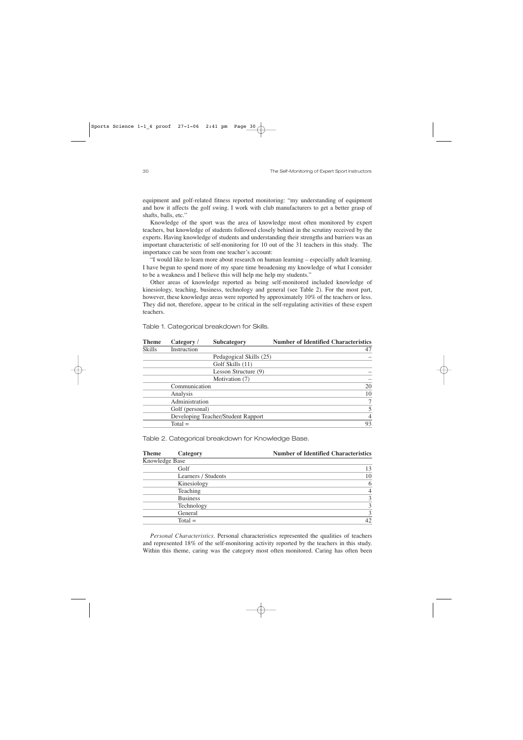equipment and golf-related fitness reported monitoring: "my understanding of equipment and how it affects the golf swing. I work with club manufacturers to get a better grasp of shafts, balls, etc."

Knowledge of the sport was the area of knowledge most often monitored by expert teachers, but knowledge of students followed closely behind in the scrutiny received by the experts. Having knowledge of students and understanding their strengths and barriers was an important characteristic of self-monitoring for 10 out of the 31 teachers in this study. The importance can be seen from one teacher's account:

"I would like to learn more about research on human learning – especially adult learning. I have begun to spend more of my spare time broadening my knowledge of what I consider to be a weakness and I believe this will help me help my students."

Other areas of knowledge reported as being self-monitored included knowledge of kinesiology, teaching, business, technology and general (see Table 2). For the most part, however, these knowledge areas were reported by approximately 10% of the teachers or less. They did not, therefore, appear to be critical in the self-regulating activities of these expert teachers.

Table 1. Categorical breakdown for Skills.

| Theme | Category / | Subcategory | Number of Identified Characteristics |
|---|---|---|---|
| Skills | Instruction | | 47 |
| | | Pedagogical Skills (25) | – |
| | | Golf Skills (11) | |
| | | Lesson Structure (9) | – |
| | | Motivation (7) | – |
| | Communication | | 20 |
| | Analysis | | 10 |
| | Administration | | 7 |
| | Golf (personal) | | 5 |
| | Developing Teacher/Student Rapport | | 4 |
| | Total = | | 93 |

Table 2. Categorical breakdown for Knowledge Base.

| Theme | Category | Number of Identified Characteristics |
|---|---|---|
| Knowledge Base | | |
| | Golf | 13 |
| | Learners / Students | 10 |
| | Kinesiology | 6 |
| | Teaching | 4 |
| | Business | 3 |
| | Technology | 3 |
| | General | 3 |
| | Total = | 42 |

*Personal Characteristics*. Personal characteristics represented the qualities of teachers and represented 18% of the self-monitoring activity reported by the teachers in this study. Within this theme, caring was the category most often monitored. Caring has often been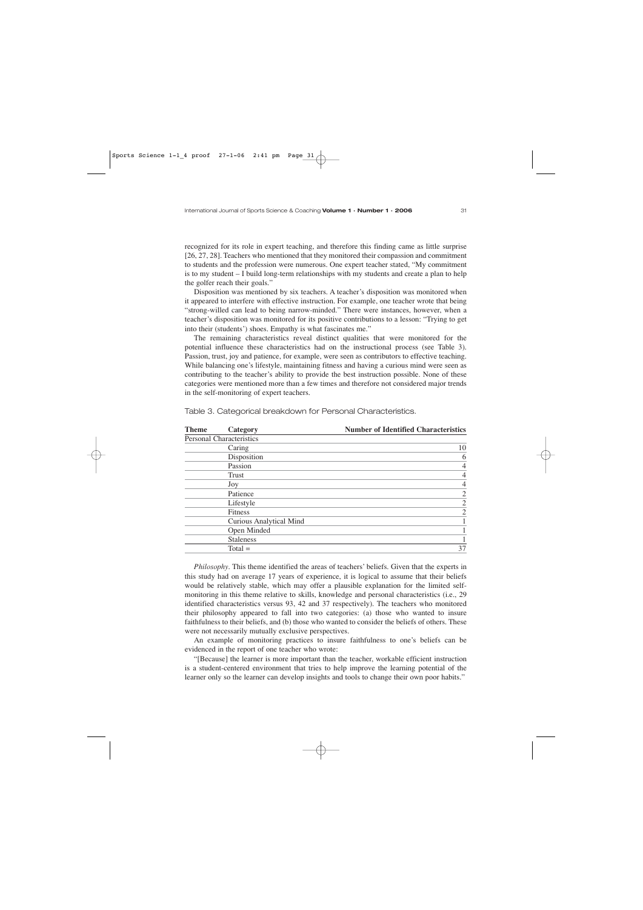recognized for its role in expert teaching, and therefore this finding came as little surprise [26, 27, 28]. Teachers who mentioned that they monitored their compassion and commitment to students and the profession were numerous. One expert teacher stated, "My commitment is to my student – I build long-term relationships with my students and create a plan to help the golfer reach their goals."

Disposition was mentioned by six teachers. A teacher's disposition was monitored when it appeared to interfere with effective instruction. For example, one teacher wrote that being "strong-willed can lead to being narrow-minded." There were instances, however, when a teacher's disposition was monitored for its positive contributions to a lesson: "Trying to get into their (students') shoes. Empathy is what fascinates me."

The remaining characteristics reveal distinct qualities that were monitored for the potential influence these characteristics had on the instructional process (see Table 3). Passion, trust, joy and patience, for example, were seen as contributors to effective teaching. While balancing one's lifestyle, maintaining fitness and having a curious mind were seen as contributing to the teacher's ability to provide the best instruction possible. None of these categories were mentioned more than a few times and therefore not considered major trends in the self-monitoring of expert teachers.

Table 3. Categorical breakdown for Personal Characteristics.

| Theme | Category | Number of Identified Characteristics |
|---|---|---|
| Personal Characteristics | | |
| | Caring | 10 |
| | Disposition | 6 |
| | Passion | 4 |
| | Trust | 4 |
| | Joy | 4 |
| | Patience | 2 |
| | Lifestyle | 2 |
| | Fitness | 2 |
| | Curious Analytical Mind | 1 |
| | Open Minded | 1 |
| | Staleness | 1 |
| | Total = | 37 |

*Philosophy*. This theme identified the areas of teachers' beliefs. Given that the experts in this study had on average 17 years of experience, it is logical to assume that their beliefs would be relatively stable, which may offer a plausible explanation for the limited self-monitoring in this theme relative to skills, knowledge and personal characteristics (i.e., 29 identified characteristics versus 93, 42 and 37 respectively). The teachers who monitored their philosophy appeared to fall into two categories: (a) those who wanted to insure faithfulness to their beliefs, and (b) those who wanted to consider the beliefs of others. These were not necessarily mutually exclusive perspectives.

An example of monitoring practices to insure faithfulness to one's beliefs can be evidenced in the report of one teacher who wrote:

"[Because] the learner is more important than the teacher, workable efficient instruction is a student-centered environment that tries to help improve the learning potential of the learner only so the learner can develop insights and tools to change their own poor habits."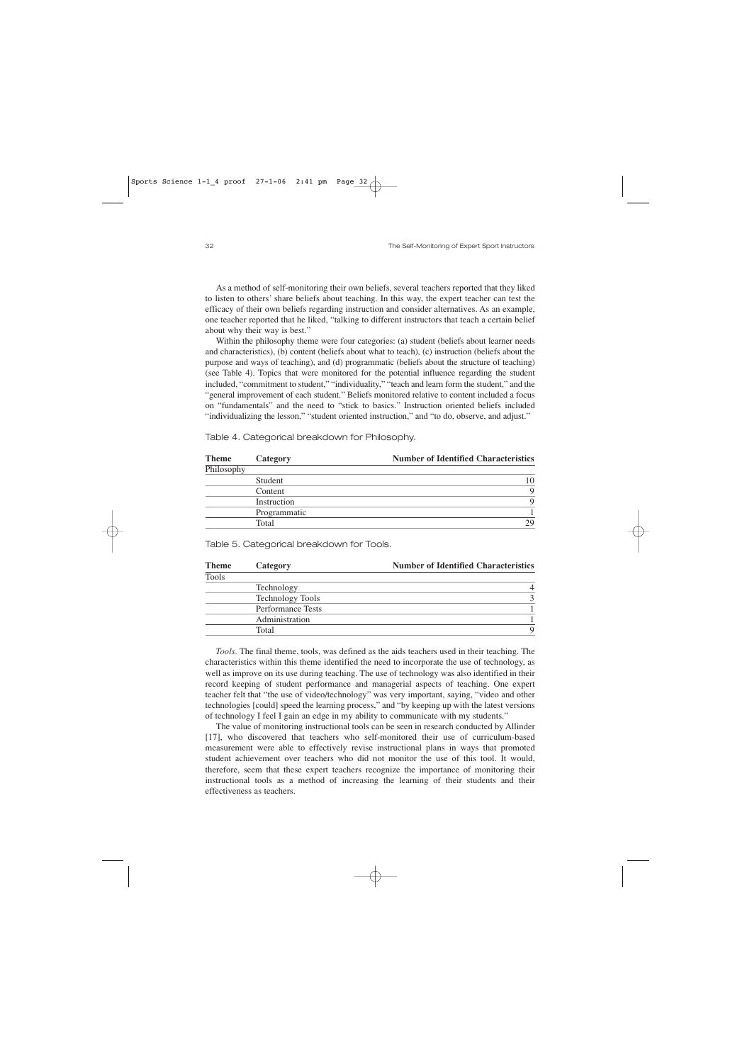As a method of self-monitoring their own beliefs, several teachers reported that they liked to listen to others' share beliefs about teaching. In this way, the expert teacher can test the efficacy of their own beliefs regarding instruction and consider alternatives. As an example, one teacher reported that he liked, "talking to different instructors that teach a certain belief about why their way is best."

Within the philosophy theme were four categories: (a) student (beliefs about learner needs and characteristics), (b) content (beliefs about what to teach), (c) instruction (beliefs about the purpose and ways of teaching), and (d) programmatic (beliefs about the structure of teaching) (see Table 4). Topics that were monitored for the potential influence regarding the student included, "commitment to student," "individuality," "teach and learn form the student," and the "general improvement of each student." Beliefs monitored relative to content included a focus on "fundamentals" and the need to "stick to basics." Instruction oriented beliefs included "individualizing the lesson," "student oriented instruction," and "to do, observe, and adjust."

Table 4. Categorical breakdown for Philosophy.

| Theme | Category | Number of Identified Characteristics |
|---|---|---|
| Philosophy | | |
| | Student | 10 |
| | Content | 9 |
| | Instruction | 9 |
| | Programmatic | 1 |
| | Total | 29 |

Table 5. Categorical breakdown for Tools.

| Theme | Category | Number of Identified Characteristics |
|---|---|---|
| Tools | | |
| | Technology | 4 |
| | Technology Tools | 3 |
| | Performance Tests | 1 |
| | Administration | 1 |
| | Total | 9 |

*Tools.* The final theme, tools, was defined as the aids teachers used in their teaching. The characteristics within this theme identified the need to incorporate the use of technology, as well as improve on its use during teaching. The use of technology was also identified in their record keeping of student performance and managerial aspects of teaching. One expert teacher felt that "the use of video/technology" was very important, saying, "video and other technologies [could] speed the learning process," and "by keeping up with the latest versions of technology I feel I gain an edge in my ability to communicate with my students."

The value of monitoring instructional tools can be seen in research conducted by Allinder [17], who discovered that teachers who self-monitored their use of curriculum-based measurement were able to effectively revise instructional plans in ways that promoted student achievement over teachers who did not monitor the use of this tool. It would, therefore, seem that these expert teachers recognize the importance of monitoring their instructional tools as a method of increasing the learning of their students and their effectiveness as teachers.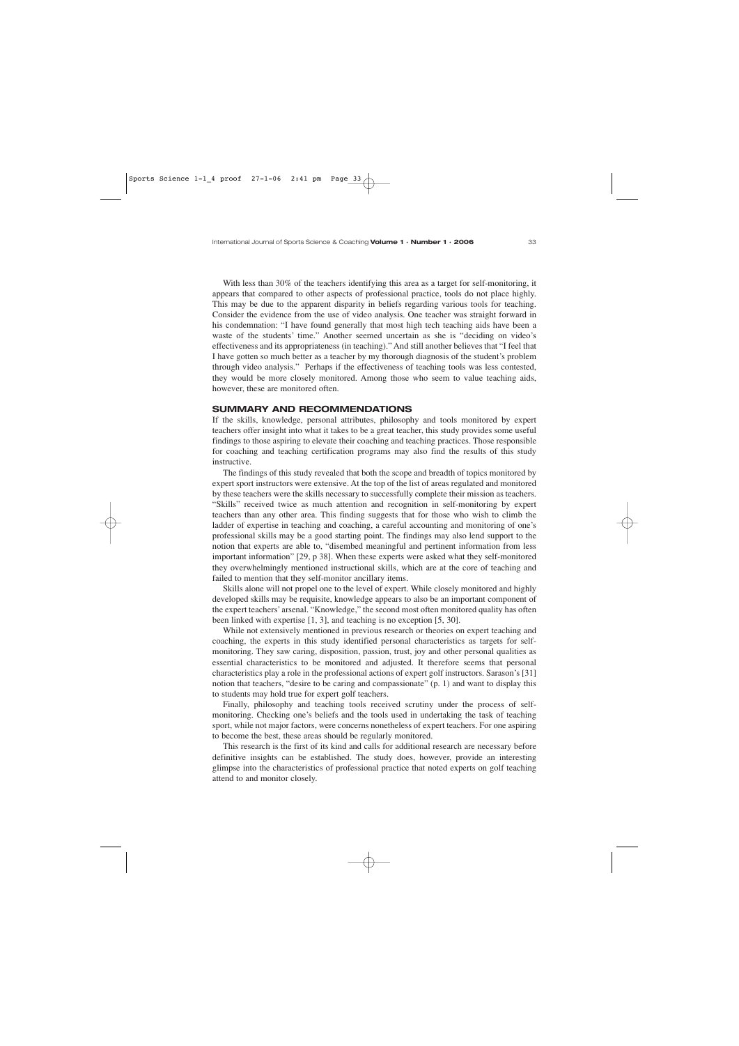With less than 30% of the teachers identifying this area as a target for self-monitoring, it appears that compared to other aspects of professional practice, tools do not place highly. This may be due to the apparent disparity in beliefs regarding various tools for teaching. Consider the evidence from the use of video analysis. One teacher was straight forward in his condemnation: "I have found generally that most high tech teaching aids have been a waste of the students' time." Another seemed uncertain as she is "deciding on video's effectiveness and its appropriateness (in teaching)." And still another believes that "I feel that I have gotten so much better as a teacher by my thorough diagnosis of the student's problem through video analysis." Perhaps if the effectiveness of teaching tools was less contested, they would be more closely monitored. Among those who seem to value teaching aids, however, these are monitored often.

## SUMMARY AND RECOMMENDATIONS

If the skills, knowledge, personal attributes, philosophy and tools monitored by expert teachers offer insight into what it takes to be a great teacher, this study provides some useful findings to those aspiring to elevate their coaching and teaching practices. Those responsible for coaching and teaching certification programs may also find the results of this study instructive.

The findings of this study revealed that both the scope and breadth of topics monitored by expert sport instructors were extensive. At the top of the list of areas regulated and monitored by these teachers were the skills necessary to successfully complete their mission as teachers. "Skills" received twice as much attention and recognition in self-monitoring by expert teachers than any other area. This finding suggests that for those who wish to climb the ladder of expertise in teaching and coaching, a careful accounting and monitoring of one's professional skills may be a good starting point. The findings may also lend support to the notion that experts are able to, "disembed meaningful and pertinent information from less important information" [29, p 38]. When these experts were asked what they self-monitored they overwhelmingly mentioned instructional skills, which are at the core of teaching and failed to mention that they self-monitor ancillary items.

Skills alone will not propel one to the level of expert. While closely monitored and highly developed skills may be requisite, knowledge appears to also be an important component of the expert teachers' arsenal. "Knowledge," the second most often monitored quality has often been linked with expertise [1, 3], and teaching is no exception [5, 30].

While not extensively mentioned in previous research or theories on expert teaching and coaching, the experts in this study identified personal characteristics as targets for self-monitoring. They saw caring, disposition, passion, trust, joy and other personal qualities as essential characteristics to be monitored and adjusted. It therefore seems that personal characteristics play a role in the professional actions of expert golf instructors. Sarason's [31] notion that teachers, "desire to be caring and compassionate" (p. 1) and want to display this to students may hold true for expert golf teachers.

Finally, philosophy and teaching tools received scrutiny under the process of self-monitoring. Checking one's beliefs and the tools used in undertaking the task of teaching sport, while not major factors, were concerns nonetheless of expert teachers. For one aspiring to become the best, these areas should be regularly monitored.

This research is the first of its kind and calls for additional research are necessary before definitive insights can be established. The study does, however, provide an interesting glimpse into the characteristics of professional practice that noted experts on golf teaching attend to and monitor closely.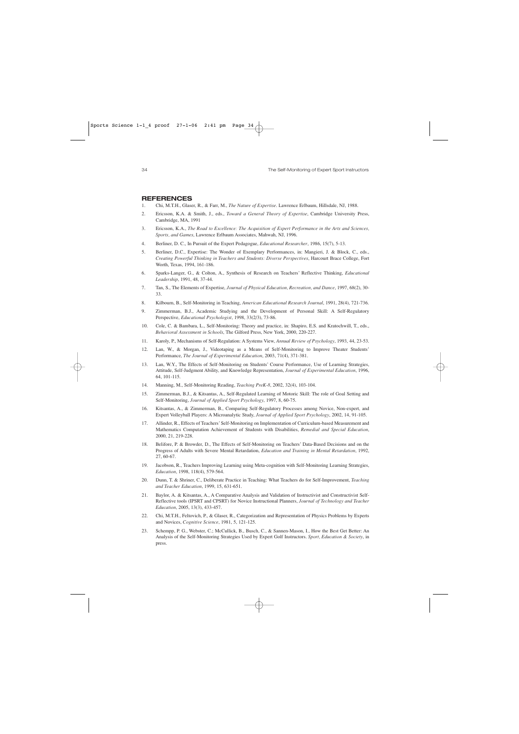## REFERENCES

1. Chi, M.T.H., Glaser, R., & Farr, M., *The Nature of Expertise*. Lawrence Erlbaum, Hillsdale, NJ, 1988.
2. Ericsson, K.A. & Smith, J., eds., *Toward a General Theory of Expertise*, Cambridge University Press, Cambridge, MA, 1991
3. Ericsson, K.A., *The Road to Excellence: The Acquisition of Expert Performance in the Arts and Sciences, Sports, and Games*, Lawrence Erlbaum Associates, Mahwah, NJ, 1996.
4. Berliner, D. C., In Pursuit of the Expert Pedagogue, *Educational Researcher*, 1986, 15(7), 5-13.
5. Berliner, D.C., Expertise: The Wonder of Exemplary Performances, in: Mangieri, J. & Block, C., eds., *Creating Powerful Thinking in Teachers and Students: Diverse Perspectives*, Harcourt Brace College, Fort Worth, Texas, 1994, 161-186.
6. Sparks-Langer, G., & Colton, A., Synthesis of Research on Teachers' Reflective Thinking, *Educational Leadership*, 1991, 48, 37-44.
7. Tan, S., The Elements of Expertise, *Journal of Physical Education, Recreation, and Dance*, 1997, 68(2), 30-33.
8. Kilbourn, B., Self-Monitoring in Teaching, *American Educational Research Journal*, 1991, 28(4), 721-736.
9. Zimmerman, B.J., Academic Studying and the Development of Personal Skill: A Self-Regulatory Perspective, *Educational Psychologist*, 1998, 33(2/3), 73-86.
10. Cole, C. & Bambara, L., Self-Monitoring: Theory and practice, in: Shapiro, E.S. and Kratochwill, T., eds., *Behavioral Assessment in Schools*, The Gilford Press, New York, 2000, 220-227.
11. Karoly, P., Mechanisms of Self-Regulation: A Systems View, *Annual Review of Psychology*, 1993, 44, 23-53.
12. Lan, W., & Morgan, J., Videotaping as a Means of Self-Monitoring to Improve Theater Students' Performance, *The Journal of Experimental Education*, 2003, 71(4), 371-381.
13. Lan, W.Y., The Effects of Self-Monitoring on Students' Course Performance, Use of Learning Strategies, Attitude, Self-Judgment Ability, and Knowledge Representation, *Journal of Experimental Education*, 1996, 64, 101-115.
14. Manning, M., Self-Monitoring Reading, *Teaching PreK-8*, 2002, 32(4), 103-104.
15. Zimmerman, B.J., & Kitsantas, A., Self-Regulated Learning of Motoric Skill: The role of Goal Setting and Self-Monitoring, *Journal of Applied Sport Psychology*, 1997, 8, 60-75.
16. Kitsantas, A., & Zimmerman, B., Comparing Self-Regulatory Processes among Novice, Non-expert, and Expert Volleyball Players: A Microanalytic Study, *Journal of Applied Sport Psychology*, 2002, 14, 91-105.
17. Allinder, R., Effects of Teachers' Self-Monitoring on Implementation of Curriculum-based Measurement and Mathematics Computation Achievement of Students with Disabilities, *Remedial and Special Education*, 2000, 21, 219-228.
18. Belifore, P. & Browder, D., The Effects of Self-Monitoring on Teachers' Data-Based Decisions and on the Progress of Adults with Severe Mental Retardation, *Education and Training in Mental Retardation*, 1992, 27, 60-67.
19. Jacobson, R., Teachers Improving Learning using Meta-cognition with Self-Monitoring Learning Strategies, *Education*, 1998, 118(4), 579-564.
20. Dunn, T. & Shriner, C., Deliberate Practice in Teaching: What Teachers do for Self-Improvement, *Teaching and Teacher Education*, 1999, 15, 631-651.
21. Baylor, A. & Kitsantas, A., A Comparative Analysis and Validation of Instructivist and Constructivist Self-Reflective tools (IPSRT and CPSRT) for Novice Instructional Planners, *Journal of Technology and Teacher Education*, 2005, 13(3), 433-457.
22. Chi, M.T.H., Feltovich, P., & Glaser, R., Categorization and Representation of Physics Problems by Experts and Novices, *Cognitive Science*, 1981, 5, 121-125.
23. Schempp, P. G., Webster, C.; McCullick, B., Busch, C., & Sannen-Mason, I., How the Best Get Better: An Analysis of the Self-Monitoring Strategies Used by Expert Golf Instructors. *Sport, Education & Society*, in press.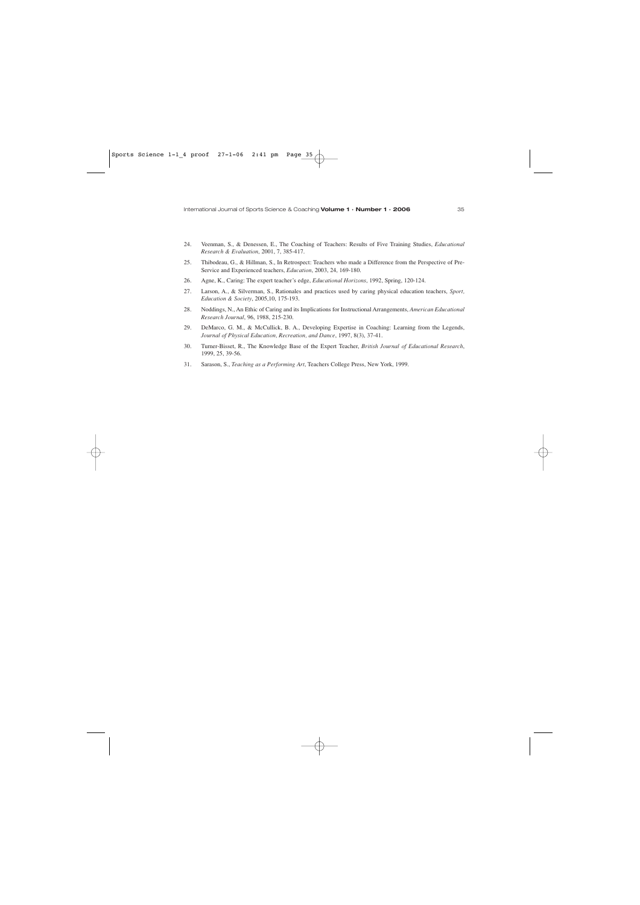24. Veenman, S., & Denessen, E., The Coaching of Teachers: Results of Five Training Studies, *Educational Research & Evaluation*, 2001, 7, 385-417.

25. Thibodeau, G., & Hillman, S., In Retrospect: Teachers who made a Difference from the Perspective of Pre-Service and Experienced teachers, *Education*, 2003, 24, 169-180.

26. Agne, K., Caring: The expert teacher's edge, *Educational Horizons*, 1992, Spring, 120-124.

27. Larson, A., & Silverman, S., Rationales and practices used by caring physical education teachers, *Sport, Education & Society*, 2005,10, 175-193.

28. Noddings, N., An Ethic of Caring and its Implications for Instructional Arrangements, *American Educational Research Journal*, 96, 1988, 215-230.

29. DeMarco, G. M., & McCullick, B. A., Developing Expertise in Coaching: Learning from the Legends, *Journal of Physical Education, Recreation, and Dance*, 1997, 8(3), 37-41.

30. Turner-Bisset, R., The Knowledge Base of the Expert Teacher, *British Journal of Educational Research*, 1999, 25, 39-56.

31. Sarason, S., *Teaching as a Performing Art*, Teachers College Press, New York, 1999.